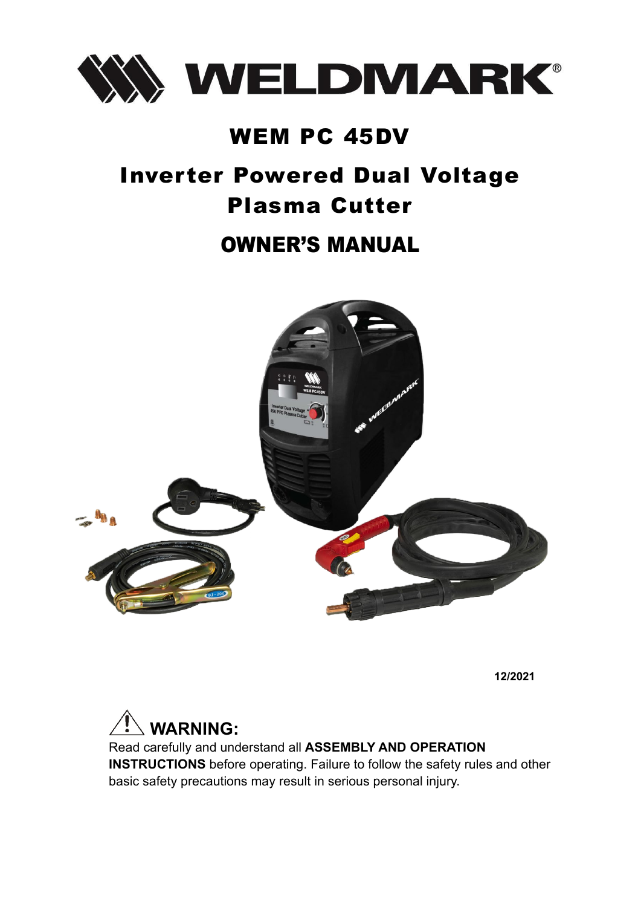# WELDMARK®

## WEM PC 45DV

## Inverter Powered Dual Voltage Plasma Cutter

## OWNER'S MANUAL

12/2021

**⚠ WARNING:**

Read carefully and understand all **ASSEMBLY AND OPERATION INSTRUCTIONS** before operating. Failure to follow the safety rules and other basic safety precautions may result in serious personal injury.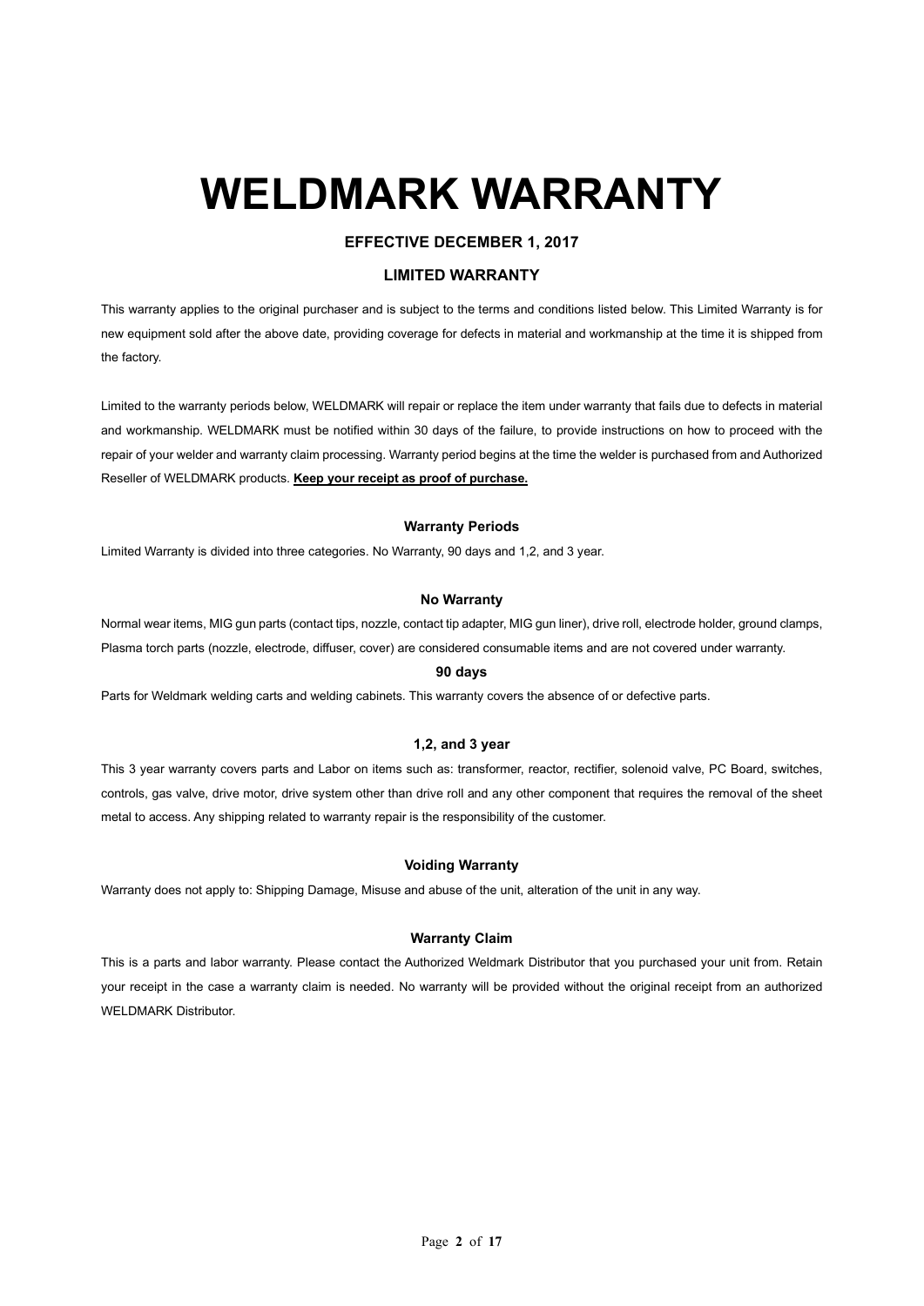# WELDMARK WARRANTY

**EFFECTIVE DECEMBER 1, 2017**

**LIMITED WARRANTY**

This warranty applies to the original purchaser and is subject to the terms and conditions listed below. This Limited Warranty is for new equipment sold after the above date, providing coverage for defects in material and workmanship at the time it is shipped from the factory.

Limited to the warranty periods below, WELDMARK will repair or replace the item under warranty that fails due to defects in material and workmanship. WELDMARK must be notified within 30 days of the failure, to provide instructions on how to proceed with the repair of your welder and warranty claim processing. Warranty period begins at the time the welder is purchased from and Authorized Reseller of WELDMARK products. **Keep your receipt as proof of purchase.**

### Warranty Periods

Limited Warranty is divided into three categories. No Warranty, 90 days and 1,2, and 3 year.

### No Warranty

Normal wear items, MIG gun parts (contact tips, nozzle, contact tip adapter, MIG gun liner), drive roll, electrode holder, ground clamps, Plasma torch parts (nozzle, electrode, diffuser, cover) are considered consumable items and are not covered under warranty.

### 90 days

Parts for Weldmark welding carts and welding cabinets. This warranty covers the absence of or defective parts.

### 1,2, and 3 year

This 3 year warranty covers parts and Labor on items such as: transformer, reactor, rectifier, solenoid valve, PC Board, switches, controls, gas valve, drive motor, drive system other than drive roll and any other component that requires the removal of the sheet metal to access. Any shipping related to warranty repair is the responsibility of the customer.

### Voiding Warranty

Warranty does not apply to: Shipping Damage, Misuse and abuse of the unit, alteration of the unit in any way.

### Warranty Claim

This is a parts and labor warranty. Please contact the Authorized Weldmark Distributor that you purchased your unit from. Retain your receipt in the case a warranty claim is needed. No warranty will be provided without the original receipt from an authorized WELDMARK Distributor.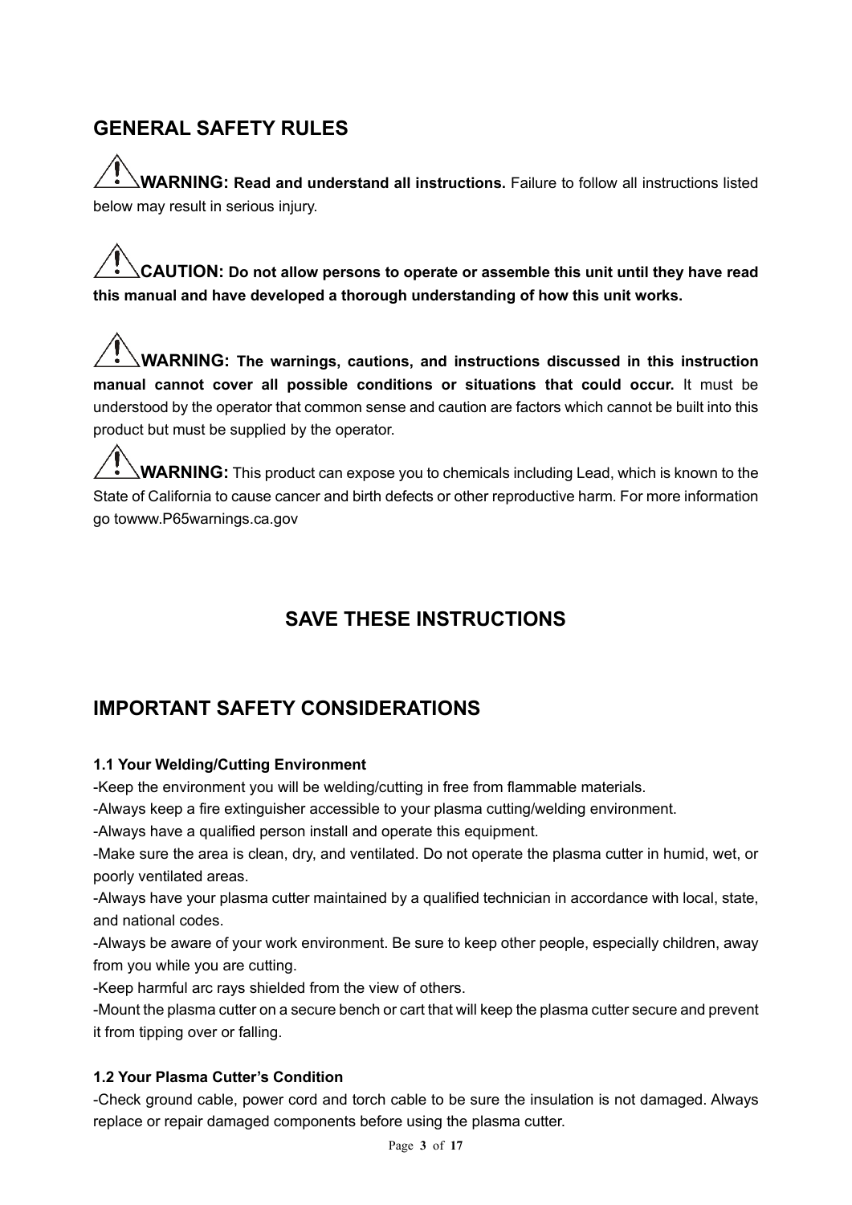## GENERAL SAFETY RULES

⚠ **WARNING: Read and understand all instructions.** Failure to follow all instructions listed below may result in serious injury.

⚠ **CAUTION: Do not allow persons to operate or assemble this unit until they have read this manual and have developed a thorough understanding of how this unit works.**

⚠ **WARNING: The warnings, cautions, and instructions discussed in this instruction manual cannot cover all possible conditions or situations that could occur.** It must be understood by the operator that common sense and caution are factors which cannot be built into this product but must be supplied by the operator.

⚠ **WARNING:** This product can expose you to chemicals including Lead, which is known to the State of California to cause cancer and birth defects or other reproductive harm. For more information go towww.P65warnings.ca.gov

## SAVE THESE INSTRUCTIONS

## IMPORTANT SAFETY CONSIDERATIONS

### 1.1 Your Welding/Cutting Environment

-Keep the environment you will be welding/cutting in free from flammable materials.

-Always keep a fire extinguisher accessible to your plasma cutting/welding environment.

-Always have a qualified person install and operate this equipment.

-Make sure the area is clean, dry, and ventilated. Do not operate the plasma cutter in humid, wet, or poorly ventilated areas.

-Always have your plasma cutter maintained by a qualified technician in accordance with local, state, and national codes.

-Always be aware of your work environment. Be sure to keep other people, especially children, away from you while you are cutting.

-Keep harmful arc rays shielded from the view of others.

-Mount the plasma cutter on a secure bench or cart that will keep the plasma cutter secure and prevent it from tipping over or falling.

### 1.2 Your Plasma Cutter's Condition

-Check ground cable, power cord and torch cable to be sure the insulation is not damaged. Always replace or repair damaged components before using the plasma cutter.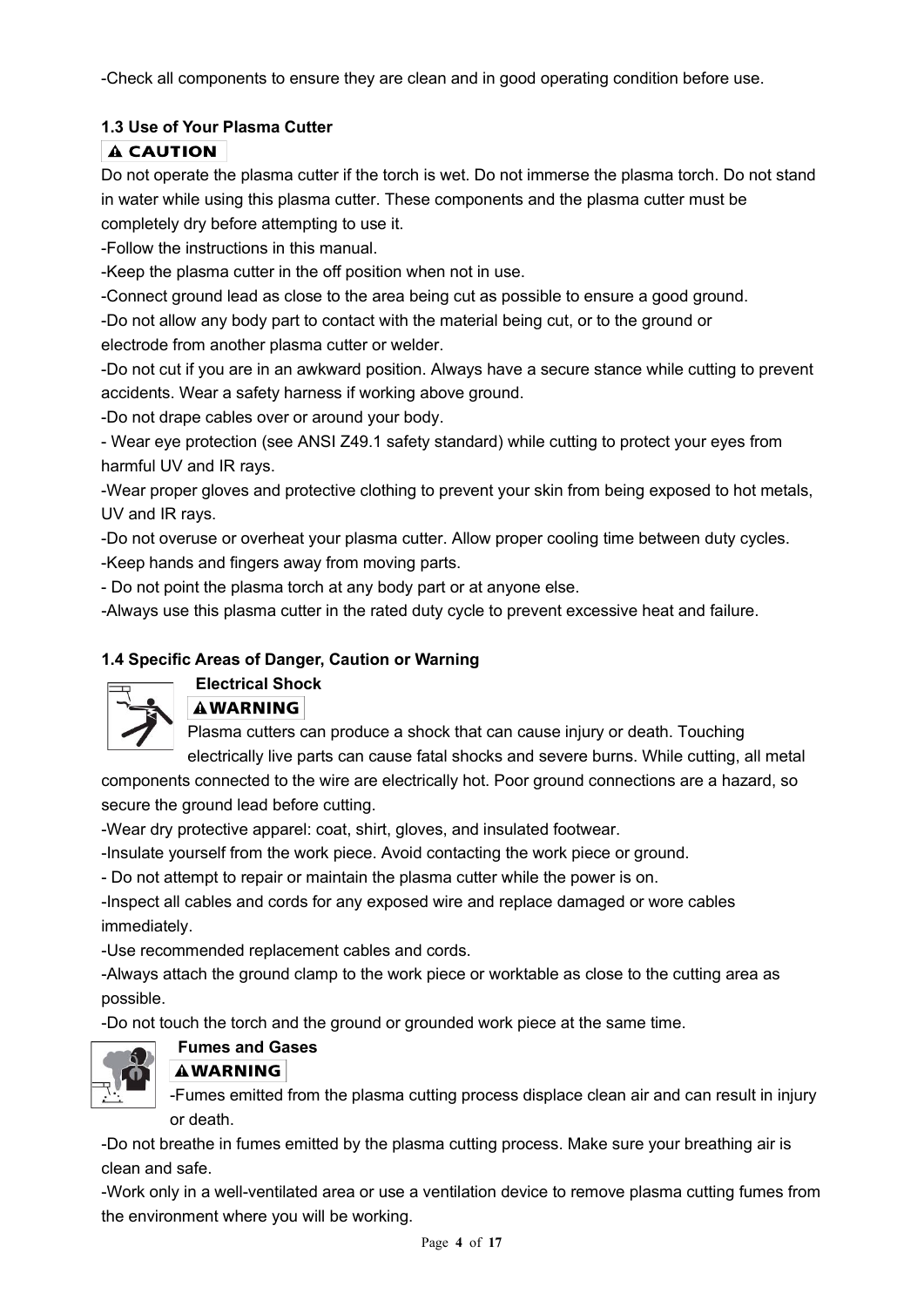-Check all components to ensure they are clean and in good operating condition before use.

### 1.3 Use of Your Plasma Cutter

**⚠ CAUTION**

Do not operate the plasma cutter if the torch is wet. Do not immerse the plasma torch. Do not stand in water while using this plasma cutter. These components and the plasma cutter must be completely dry before attempting to use it.

-Follow the instructions in this manual.

-Keep the plasma cutter in the off position when not in use.

-Connect ground lead as close to the area being cut as possible to ensure a good ground.

-Do not allow any body part to contact with the material being cut, or to the ground or electrode from another plasma cutter or welder.

-Do not cut if you are in an awkward position. Always have a secure stance while cutting to prevent accidents. Wear a safety harness if working above ground.

-Do not drape cables over or around your body.

- Wear eye protection (see ANSI Z49.1 safety standard) while cutting to protect your eyes from harmful UV and IR rays.

-Wear proper gloves and protective clothing to prevent your skin from being exposed to hot metals, UV and IR rays.

-Do not overuse or overheat your plasma cutter. Allow proper cooling time between duty cycles.

-Keep hands and fingers away from moving parts.

- Do not point the plasma torch at any body part or at anyone else.

-Always use this plasma cutter in the rated duty cycle to prevent excessive heat and failure.

### 1.4 Specific Areas of Danger, Caution or Warning

**Electrical Shock**

**⚠WARNING**

Plasma cutters can produce a shock that can cause injury or death. Touching electrically live parts can cause fatal shocks and severe burns. While cutting, all metal components connected to the wire are electrically hot. Poor ground connections are a hazard, so secure the ground lead before cutting.

-Wear dry protective apparel: coat, shirt, gloves, and insulated footwear.

-Insulate yourself from the work piece. Avoid contacting the work piece or ground.

- Do not attempt to repair or maintain the plasma cutter while the power is on.

-Inspect all cables and cords for any exposed wire and replace damaged or wore cables immediately.

-Use recommended replacement cables and cords.

-Always attach the ground clamp to the work piece or worktable as close to the cutting area as possible.

-Do not touch the torch and the ground or grounded work piece at the same time.

**Fumes and Gases**

**⚠WARNING**

-Fumes emitted from the plasma cutting process displace clean air and can result in injury or death.

-Do not breathe in fumes emitted by the plasma cutting process. Make sure your breathing air is clean and safe.

-Work only in a well-ventilated area or use a ventilation device to remove plasma cutting fumes from the environment where you will be working.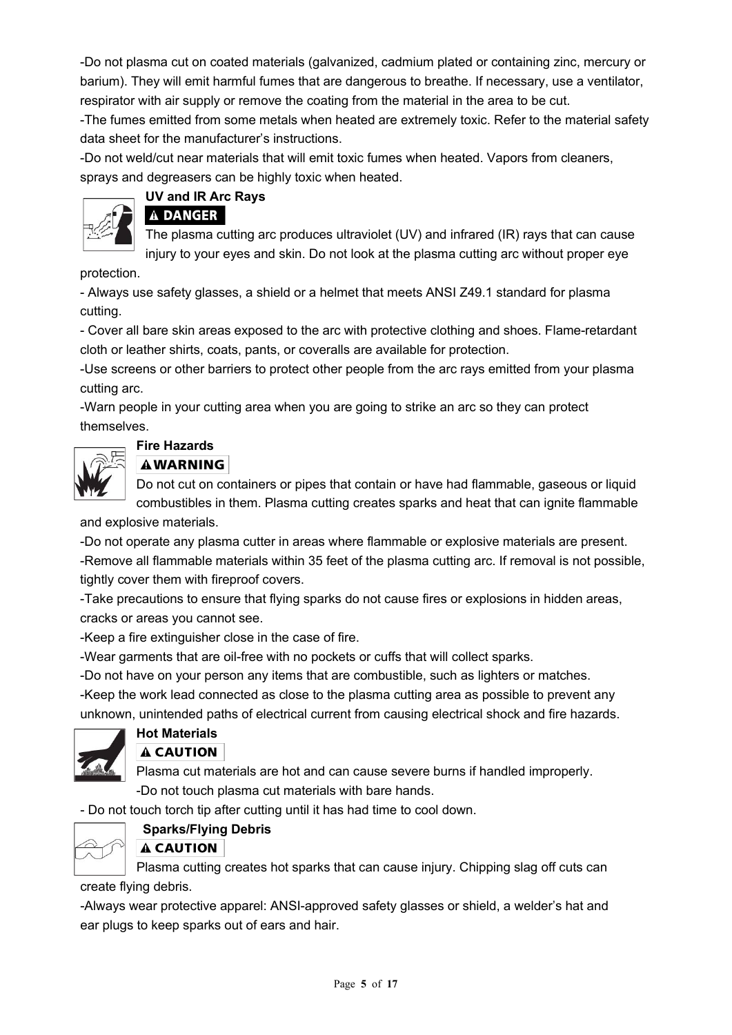-Do not plasma cut on coated materials (galvanized, cadmium plated or containing zinc, mercury or barium). They will emit harmful fumes that are dangerous to breathe. If necessary, use a ventilator, respirator with air supply or remove the coating from the material in the area to be cut.

-The fumes emitted from some metals when heated are extremely toxic. Refer to the material safety data sheet for the manufacturer's instructions.

-Do not weld/cut near materials that will emit toxic fumes when heated. Vapors from cleaners, sprays and degreasers can be highly toxic when heated.

### UV and IR Arc Rays

**⚠ DANGER**

The plasma cutting arc produces ultraviolet (UV) and infrared (IR) rays that can cause injury to your eyes and skin. Do not look at the plasma cutting arc without proper eye protection.

- Always use safety glasses, a shield or a helmet that meets ANSI Z49.1 standard for plasma cutting.

- Cover all bare skin areas exposed to the arc with protective clothing and shoes. Flame-retardant cloth or leather shirts, coats, pants, or coveralls are available for protection.

-Use screens or other barriers to protect other people from the arc rays emitted from your plasma cutting arc.

-Warn people in your cutting area when you are going to strike an arc so they can protect themselves.

### Fire Hazards

**⚠WARNING**

Do not cut on containers or pipes that contain or have had flammable, gaseous or liquid combustibles in them. Plasma cutting creates sparks and heat that can ignite flammable and explosive materials.

-Do not operate any plasma cutter in areas where flammable or explosive materials are present.

-Remove all flammable materials within 35 feet of the plasma cutting arc. If removal is not possible, tightly cover them with fireproof covers.

-Take precautions to ensure that flying sparks do not cause fires or explosions in hidden areas, cracks or areas you cannot see.

-Keep a fire extinguisher close in the case of fire.

-Wear garments that are oil-free with no pockets or cuffs that will collect sparks.

-Do not have on your person any items that are combustible, such as lighters or matches.

-Keep the work lead connected as close to the plasma cutting area as possible to prevent any unknown, unintended paths of electrical current from causing electrical shock and fire hazards.

### Hot Materials

**⚠ CAUTION**

Plasma cut materials are hot and can cause severe burns if handled improperly.

-Do not touch plasma cut materials with bare hands.

- Do not touch torch tip after cutting until it has had time to cool down.

### Sparks/Flying Debris

**⚠ CAUTION**

Plasma cutting creates hot sparks that can cause injury. Chipping slag off cuts can create flying debris.

-Always wear protective apparel: ANSI-approved safety glasses or shield, a welder's hat and ear plugs to keep sparks out of ears and hair.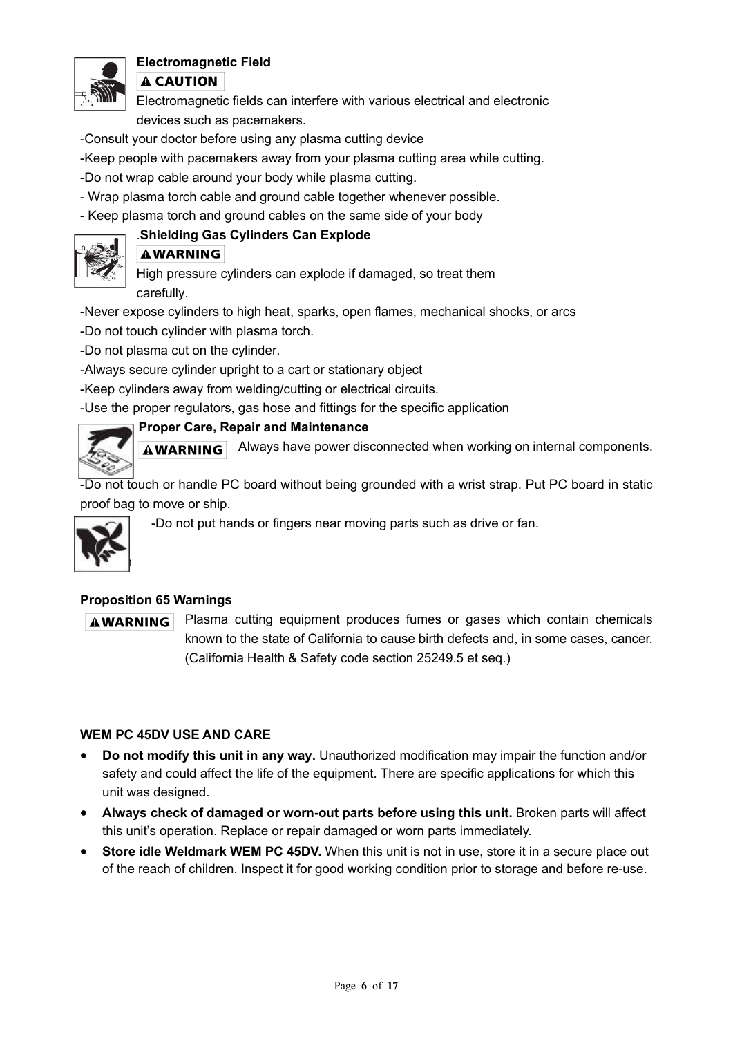**Electromagnetic Field**

**⚠ CAUTION**

Electromagnetic fields can interfere with various electrical and electronic devices such as pacemakers.

-Consult your doctor before using any plasma cutting device

-Keep people with pacemakers away from your plasma cutting area while cutting.

-Do not wrap cable around your body while plasma cutting.

- Wrap plasma torch cable and ground cable together whenever possible.

- Keep plasma torch and ground cables on the same side of your body

.**Shielding Gas Cylinders Can Explode**

**⚠WARNING**

High pressure cylinders can explode if damaged, so treat them carefully.

-Never expose cylinders to high heat, sparks, open flames, mechanical shocks, or arcs

-Do not touch cylinder with plasma torch.

-Do not plasma cut on the cylinder.

-Always secure cylinder upright to a cart or stationary object

-Keep cylinders away from welding/cutting or electrical circuits.

-Use the proper regulators, gas hose and fittings for the specific application

**Proper Care, Repair and Maintenance**

**⚠WARNING** Always have power disconnected when working on internal components.

-Do not touch or handle PC board without being grounded with a wrist strap. Put PC board in static proof bag to move or ship.

-Do not put hands or fingers near moving parts such as drive or fan.

**Proposition 65 Warnings**

**⚠WARNING** Plasma cutting equipment produces fumes or gases which contain chemicals known to the state of California to cause birth defects and, in some cases, cancer. (California Health & Safety code section 25249.5 et seq.)

**WEM PC 45DV USE AND CARE**

- **Do not modify this unit in any way.** Unauthorized modification may impair the function and/or safety and could affect the life of the equipment. There are specific applications for which this unit was designed.
- **Always check of damaged or worn-out parts before using this unit.** Broken parts will affect this unit's operation. Replace or repair damaged or worn parts immediately.
- **Store idle Weldmark WEM PC 45DV.** When this unit is not in use, store it in a secure place out of the reach of children. Inspect it for good working condition prior to storage and before re-use.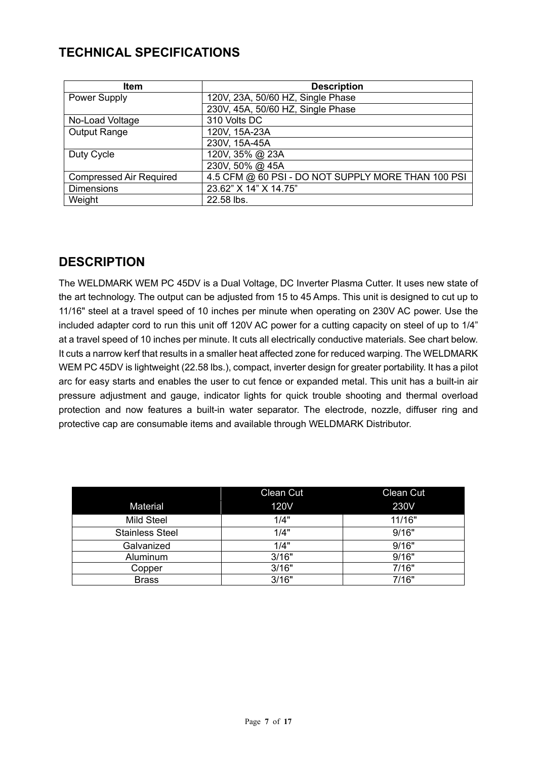## TECHNICAL SPECIFICATIONS

| Item | Description |
|---|---|
| Power Supply | 120V, 23A, 50/60 HZ, Single Phase |
| | 230V, 45A, 50/60 HZ, Single Phase |
| No-Load Voltage | 310 Volts DC |
| Output Range | 120V, 15A-23A |
| | 230V, 15A-45A |
| Duty Cycle | 120V, 35% @ 23A |
| | 230V, 50% @ 45A |
| Compressed Air Required | 4.5 CFM @ 60 PSI - DO NOT SUPPLY MORE THAN 100 PSI |
| Dimensions | 23.62" X 14" X 14.75" |
| Weight | 22.58 lbs. |

## DESCRIPTION

The WELDMARK WEM PC 45DV is a Dual Voltage, DC Inverter Plasma Cutter. It uses new state of the art technology. The output can be adjusted from 15 to 45 Amps. This unit is designed to cut up to 11/16" steel at a travel speed of 10 inches per minute when operating on 230V AC power. Use the included adapter cord to run this unit off 120V AC power for a cutting capacity on steel of up to 1/4" at a travel speed of 10 inches per minute. It cuts all electrically conductive materials. See chart below. It cuts a narrow kerf that results in a smaller heat affected zone for reduced warping. The WELDMARK WEM PC 45DV is lightweight (22.58 lbs.), compact, inverter design for greater portability. It has a pilot arc for easy starts and enables the user to cut fence or expanded metal. This unit has a built-in air pressure adjustment and gauge, indicator lights for quick trouble shooting and thermal overload protection and now features a built-in water separator. The electrode, nozzle, diffuser ring and protective cap are consumable items and available through WELDMARK Distributor.

| Material | Clean Cut 120V | Clean Cut 230V |
|---|---|---|
| Mild Steel | 1/4" | 11/16" |
| Stainless Steel | 1/4" | 9/16" |
| Galvanized | 1/4" | 9/16" |
| Aluminum | 3/16" | 9/16" |
| Copper | 3/16" | 7/16" |
| Brass | 3/16" | 7/16" |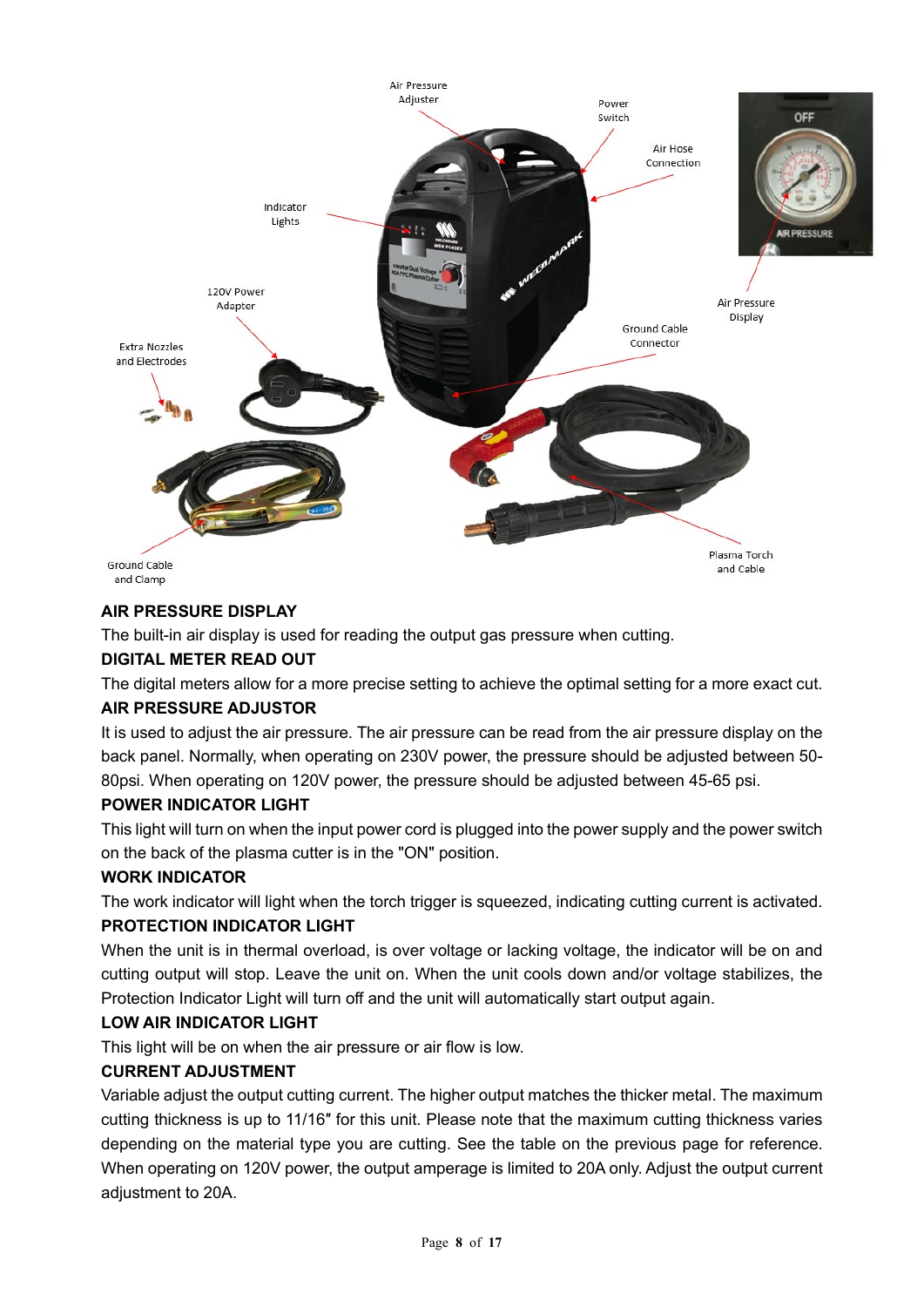## AIR PRESSURE DISPLAY

The built-in air display is used for reading the output gas pressure when cutting.

## DIGITAL METER READ OUT

The digital meters allow for a more precise setting to achieve the optimal setting for a more exact cut.

## AIR PRESSURE ADJUSTOR

It is used to adjust the air pressure. The air pressure can be read from the air pressure display on the back panel. Normally, when operating on 230V power, the pressure should be adjusted between 50-80psi. When operating on 120V power, the pressure should be adjusted between 45-65 psi.

## POWER INDICATOR LIGHT

This light will turn on when the input power cord is plugged into the power supply and the power switch on the back of the plasma cutter is in the "ON" position.

## WORK INDICATOR

The work indicator will light when the torch trigger is squeezed, indicating cutting current is activated.

## PROTECTION INDICATOR LIGHT

When the unit is in thermal overload, is over voltage or lacking voltage, the indicator will be on and cutting output will stop. Leave the unit on. When the unit cools down and/or voltage stabilizes, the Protection Indicator Light will turn off and the unit will automatically start output again.

## LOW AIR INDICATOR LIGHT

This light will be on when the air pressure or air flow is low.

## CURRENT ADJUSTMENT

Variable adjust the output cutting current. The higher output matches the thicker metal. The maximum cutting thickness is up to 11/16″ for this unit. Please note that the maximum cutting thickness varies depending on the material type you are cutting. See the table on the previous page for reference. When operating on 120V power, the output amperage is limited to 20A only. Adjust the output current adjustment to 20A.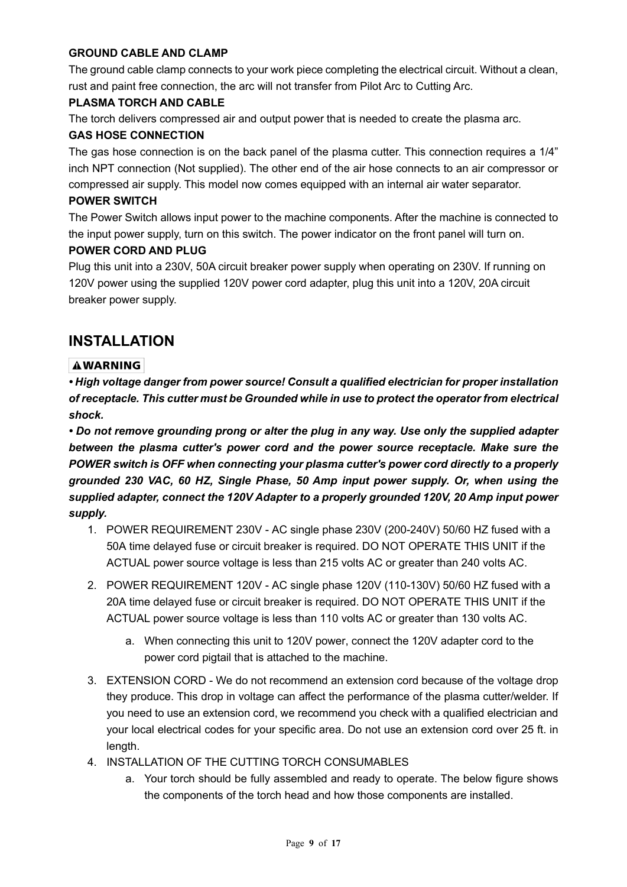**GROUND CABLE AND CLAMP**

The ground cable clamp connects to your work piece completing the electrical circuit. Without a clean, rust and paint free connection, the arc will not transfer from Pilot Arc to Cutting Arc.

**PLASMA TORCH AND CABLE**

The torch delivers compressed air and output power that is needed to create the plasma arc.

**GAS HOSE CONNECTION**

The gas hose connection is on the back panel of the plasma cutter. This connection requires a 1/4" inch NPT connection (Not supplied). The other end of the air hose connects to an air compressor or compressed air supply. This model now comes equipped with an internal air water separator.

**POWER SWITCH**

The Power Switch allows input power to the machine components. After the machine is connected to the input power supply, turn on this switch. The power indicator on the front panel will turn on.

**POWER CORD AND PLUG**

Plug this unit into a 230V, 50A circuit breaker power supply when operating on 230V. If running on 120V power using the supplied 120V power cord adapter, plug this unit into a 120V, 20A circuit breaker power supply.

## INSTALLATION

**⚠WARNING**

***• High voltage danger from power source! Consult a qualified electrician for proper installation of receptacle. This cutter must be Grounded while in use to protect the operator from electrical shock.***

***• Do not remove grounding prong or alter the plug in any way. Use only the supplied adapter between the plasma cutter's power cord and the power source receptacle. Make sure the POWER switch is OFF when connecting your plasma cutter's power cord directly to a properly grounded 230 VAC, 60 HZ, Single Phase, 50 Amp input power supply. Or, when using the supplied adapter, connect the 120V Adapter to a properly grounded 120V, 20 Amp input power supply.***

1. POWER REQUIREMENT 230V - AC single phase 230V (200-240V) 50/60 HZ fused with a 50A time delayed fuse or circuit breaker is required. DO NOT OPERATE THIS UNIT if the ACTUAL power source voltage is less than 215 volts AC or greater than 240 volts AC.
2. POWER REQUIREMENT 120V - AC single phase 120V (110-130V) 50/60 HZ fused with a 20A time delayed fuse or circuit breaker is required. DO NOT OPERATE THIS UNIT if the ACTUAL power source voltage is less than 110 volts AC or greater than 130 volts AC.
   a. When connecting this unit to 120V power, connect the 120V adapter cord to the power cord pigtail that is attached to the machine.
3. EXTENSION CORD - We do not recommend an extension cord because of the voltage drop they produce. This drop in voltage can affect the performance of the plasma cutter/welder. If you need to use an extension cord, we recommend you check with a qualified electrician and your local electrical codes for your specific area. Do not use an extension cord over 25 ft. in length.
4. INSTALLATION OF THE CUTTING TORCH CONSUMABLES
   a. Your torch should be fully assembled and ready to operate. The below figure shows the components of the torch head and how those components are installed.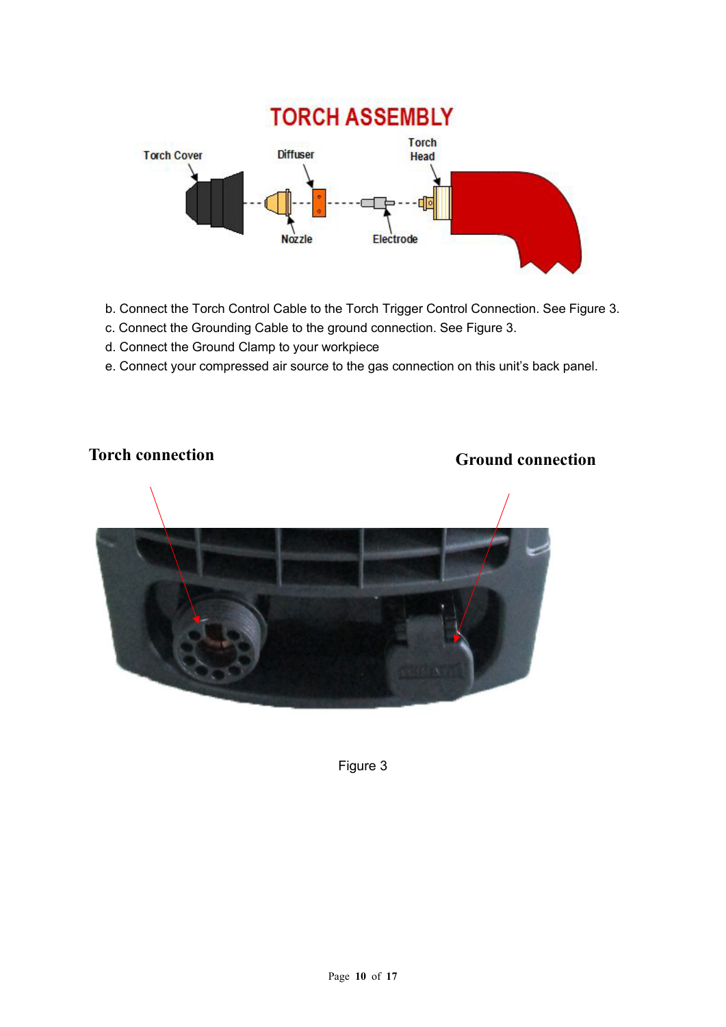# TORCH ASSEMBLY

Torch Cover    Diffuser    Torch Head

Nozzle    Electrode

b. Connect the Torch Control Cable to the Torch Trigger Control Connection. See Figure 3.

c. Connect the Grounding Cable to the ground connection. See Figure 3.

d. Connect the Ground Clamp to your workpiece

e. Connect your compressed air source to the gas connection on this unit's back panel.

**Torch connection**    **Ground connection**

Figure 3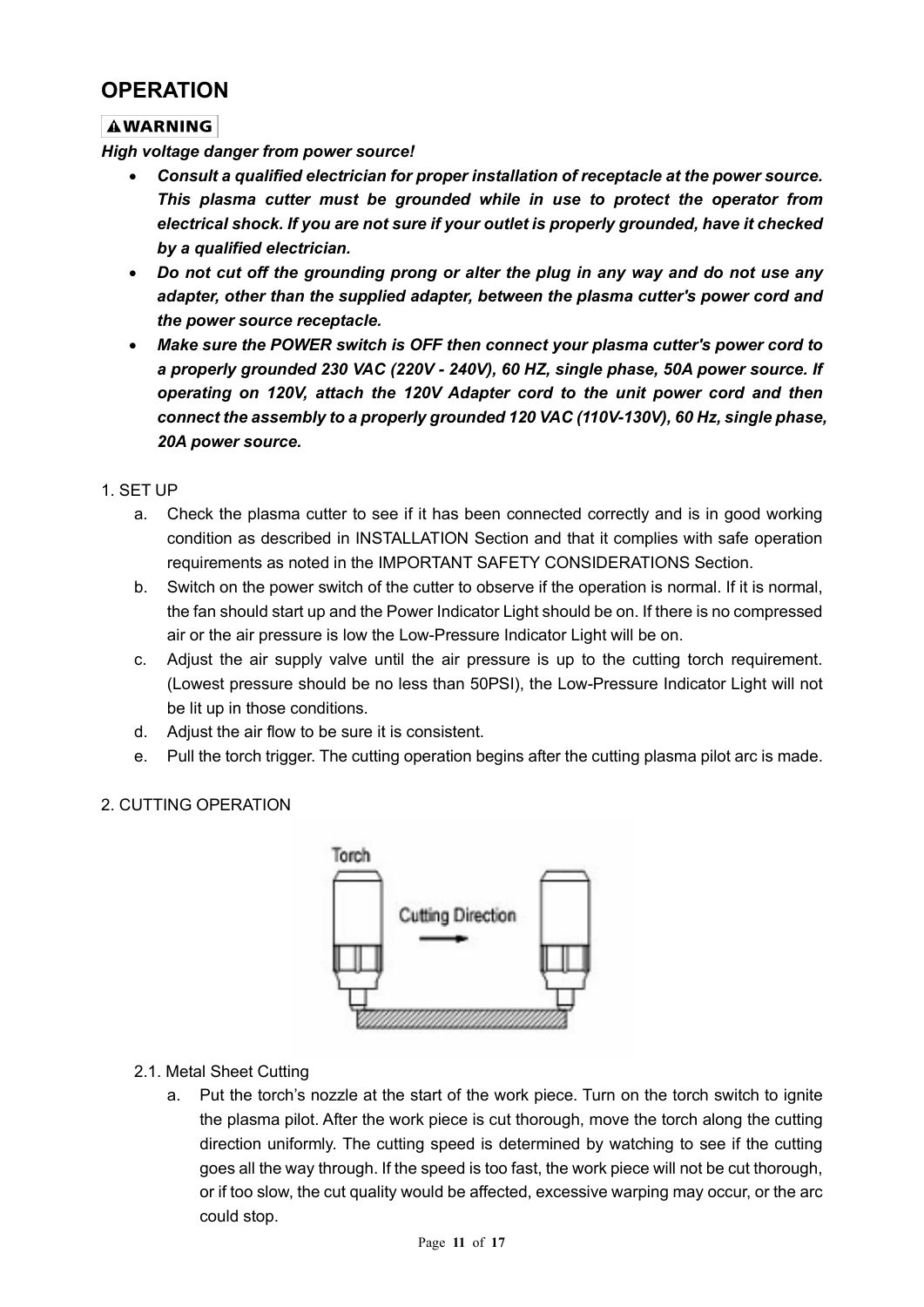# OPERATION

**⚠WARNING**

***High voltage danger from power source!***

- ***Consult a qualified electrician for proper installation of receptacle at the power source. This plasma cutter must be grounded while in use to protect the operator from electrical shock. If you are not sure if your outlet is properly grounded, have it checked by a qualified electrician.***
- ***Do not cut off the grounding prong or alter the plug in any way and do not use any adapter, other than the supplied adapter, between the plasma cutter's power cord and the power source receptacle.***
- ***Make sure the POWER switch is OFF then connect your plasma cutter's power cord to a properly grounded 230 VAC (220V - 240V), 60 HZ, single phase, 50A power source. If operating on 120V, attach the 120V Adapter cord to the unit power cord and then connect the assembly to a properly grounded 120 VAC (110V-130V), 60 Hz, single phase, 20A power source.***

1. SET UP

   a. Check the plasma cutter to see if it has been connected correctly and is in good working condition as described in INSTALLATION Section and that it complies with safe operation requirements as noted in the IMPORTANT SAFETY CONSIDERATIONS Section.

   b. Switch on the power switch of the cutter to observe if the operation is normal. If it is normal, the fan should start up and the Power Indicator Light should be on. If there is no compressed air or the air pressure is low the Low-Pressure Indicator Light will be on.

   c. Adjust the air supply valve until the air pressure is up to the cutting torch requirement. (Lowest pressure should be no less than 50PSI), the Low-Pressure Indicator Light will not be lit up in those conditions.

   d. Adjust the air flow to be sure it is consistent.

   e. Pull the torch trigger. The cutting operation begins after the cutting plasma pilot arc is made.

2. CUTTING OPERATION

Torch

Cutting Direction

2.1. Metal Sheet Cutting

   a. Put the torch's nozzle at the start of the work piece. Turn on the torch switch to ignite the plasma pilot. After the work piece is cut thorough, move the torch along the cutting direction uniformly. The cutting speed is determined by watching to see if the cutting goes all the way through. If the speed is too fast, the work piece will not be cut thorough, or if too slow, the cut quality would be affected, excessive warping may occur, or the arc could stop.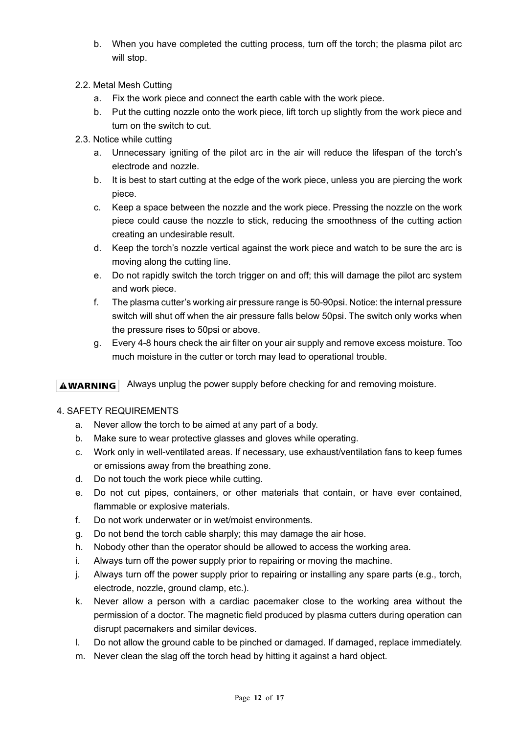b. When you have completed the cutting process, turn off the torch; the plasma pilot arc will stop.

2.2. Metal Mesh Cutting

a. Fix the work piece and connect the earth cable with the work piece.
b. Put the cutting nozzle onto the work piece, lift torch up slightly from the work piece and turn on the switch to cut.

2.3. Notice while cutting

a. Unnecessary igniting of the pilot arc in the air will reduce the lifespan of the torch's electrode and nozzle.
b. It is best to start cutting at the edge of the work piece, unless you are piercing the work piece.
c. Keep a space between the nozzle and the work piece. Pressing the nozzle on the work piece could cause the nozzle to stick, reducing the smoothness of the cutting action creating an undesirable result.
d. Keep the torch's nozzle vertical against the work piece and watch to be sure the arc is moving along the cutting line.
e. Do not rapidly switch the torch trigger on and off; this will damage the pilot arc system and work piece.
f. The plasma cutter's working air pressure range is 50-90psi. Notice: the internal pressure switch will shut off when the air pressure falls below 50psi. The switch only works when the pressure rises to 50psi or above.
g. Every 4-8 hours check the air filter on your air supply and remove excess moisture. Too much moisture in the cutter or torch may lead to operational trouble.

**⚠WARNING** Always unplug the power supply before checking for and removing moisture.

## 4. SAFETY REQUIREMENTS

a. Never allow the torch to be aimed at any part of a body.
b. Make sure to wear protective glasses and gloves while operating.
c. Work only in well-ventilated areas. If necessary, use exhaust/ventilation fans to keep fumes or emissions away from the breathing zone.
d. Do not touch the work piece while cutting.
e. Do not cut pipes, containers, or other materials that contain, or have ever contained, flammable or explosive materials.
f. Do not work underwater or in wet/moist environments.
g. Do not bend the torch cable sharply; this may damage the air hose.
h. Nobody other than the operator should be allowed to access the working area.
i. Always turn off the power supply prior to repairing or moving the machine.
j. Always turn off the power supply prior to repairing or installing any spare parts (e.g., torch, electrode, nozzle, ground clamp, etc.).
k. Never allow a person with a cardiac pacemaker close to the working area without the permission of a doctor. The magnetic field produced by plasma cutters during operation can disrupt pacemakers and similar devices.
l. Do not allow the ground cable to be pinched or damaged. If damaged, replace immediately.
m. Never clean the slag off the torch head by hitting it against a hard object.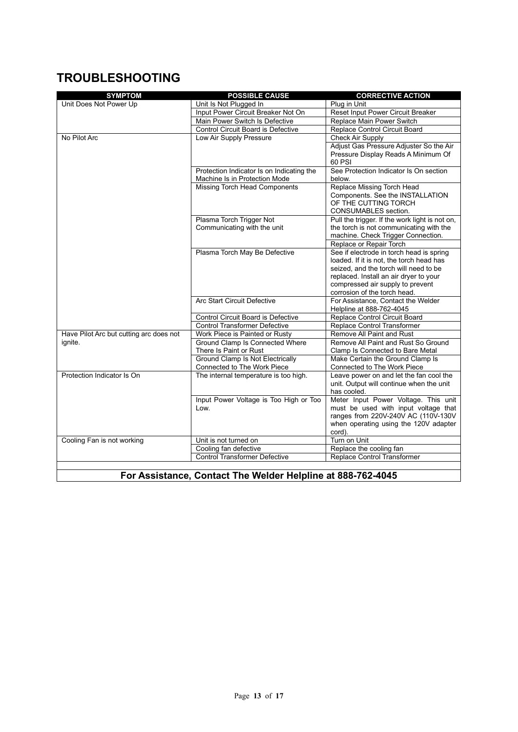# TROUBLESHOOTING

| SYMPTOM | POSSIBLE CAUSE | CORRECTIVE ACTION |
|---|---|---|
| Unit Does Not Power Up | Unit Is Not Plugged In | Plug in Unit |
| | Input Power Circuit Breaker Not On | Reset Input Power Circuit Breaker |
| | Main Power Switch Is Defective | Replace Main Power Switch |
| | Control Circuit Board is Defective | Replace Control Circuit Board |
| No Pilot Arc | Low Air Supply Pressure | Check Air Supply |
| | | Adjust Gas Pressure Adjuster So the Air Pressure Display Reads A Minimum Of 60 PSI |
| | Protection Indicator Is on Indicating the Machine Is in Protection Mode | See Protection Indicator Is On section below. |
| | Missing Torch Head Components | Replace Missing Torch Head Components. See the INSTALLATION OF THE CUTTING TORCH CONSUMABLES section. |
| | Plasma Torch Trigger Not Communicating with the unit | Pull the trigger. If the work light is not on, the torch is not communicating with the machine. Check Trigger Connection. |
| | | Replace or Repair Torch |
| | Plasma Torch May Be Defective | See if electrode in torch head is spring loaded. If it is not, the torch head has seized, and the torch will need to be replaced. Install an air dryer to your compressed air supply to prevent corrosion of the torch head. |
| | Arc Start Circuit Defective | For Assistance, Contact the Welder Helpline at 888-762-4045 |
| | Control Circuit Board is Defective | Replace Control Circuit Board |
| | Control Transformer Defective | Replace Control Transformer |
| Have Pilot Arc but cutting arc does not ignite. | Work Piece is Painted or Rusty | Remove All Paint and Rust |
| | Ground Clamp Is Connected Where There Is Paint or Rust | Remove All Paint and Rust So Ground Clamp Is Connected to Bare Metal |
| | Ground Clamp Is Not Electrically Connected to The Work Piece | Make Certain the Ground Clamp Is Connected to The Work Piece |
| Protection Indicator Is On | The internal temperature is too high. | Leave power on and let the fan cool the unit. Output will continue when the unit has cooled. |
| | Input Power Voltage is Too High or Too Low. | Meter Input Power Voltage. This unit must be used with input voltage that ranges from 220V-240V AC (110V-130V when operating using the 120V adapter cord). |
| Cooling Fan is not working | Unit is not turned on | Turn on Unit |
| | Cooling fan defective | Replace the cooling fan |
| | Control Transformer Defective | Replace Control Transformer |

**For Assistance, Contact The Welder Helpline at 888-762-4045**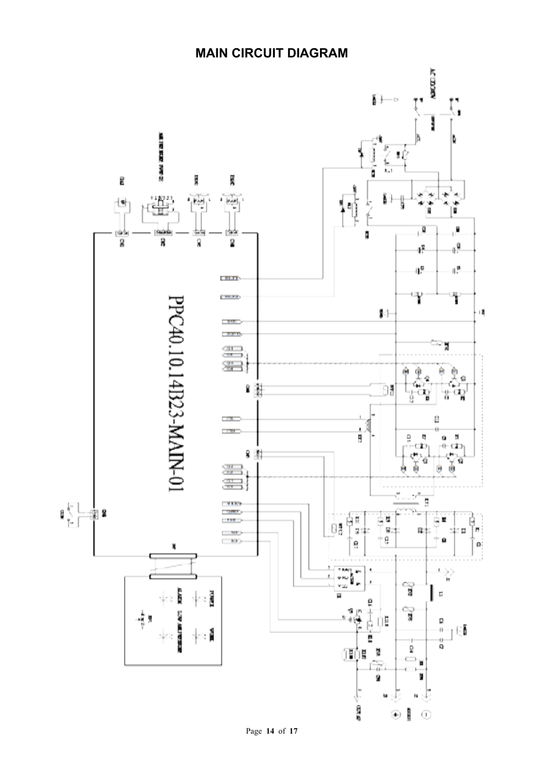# MAIN CIRCUIT DIAGRAM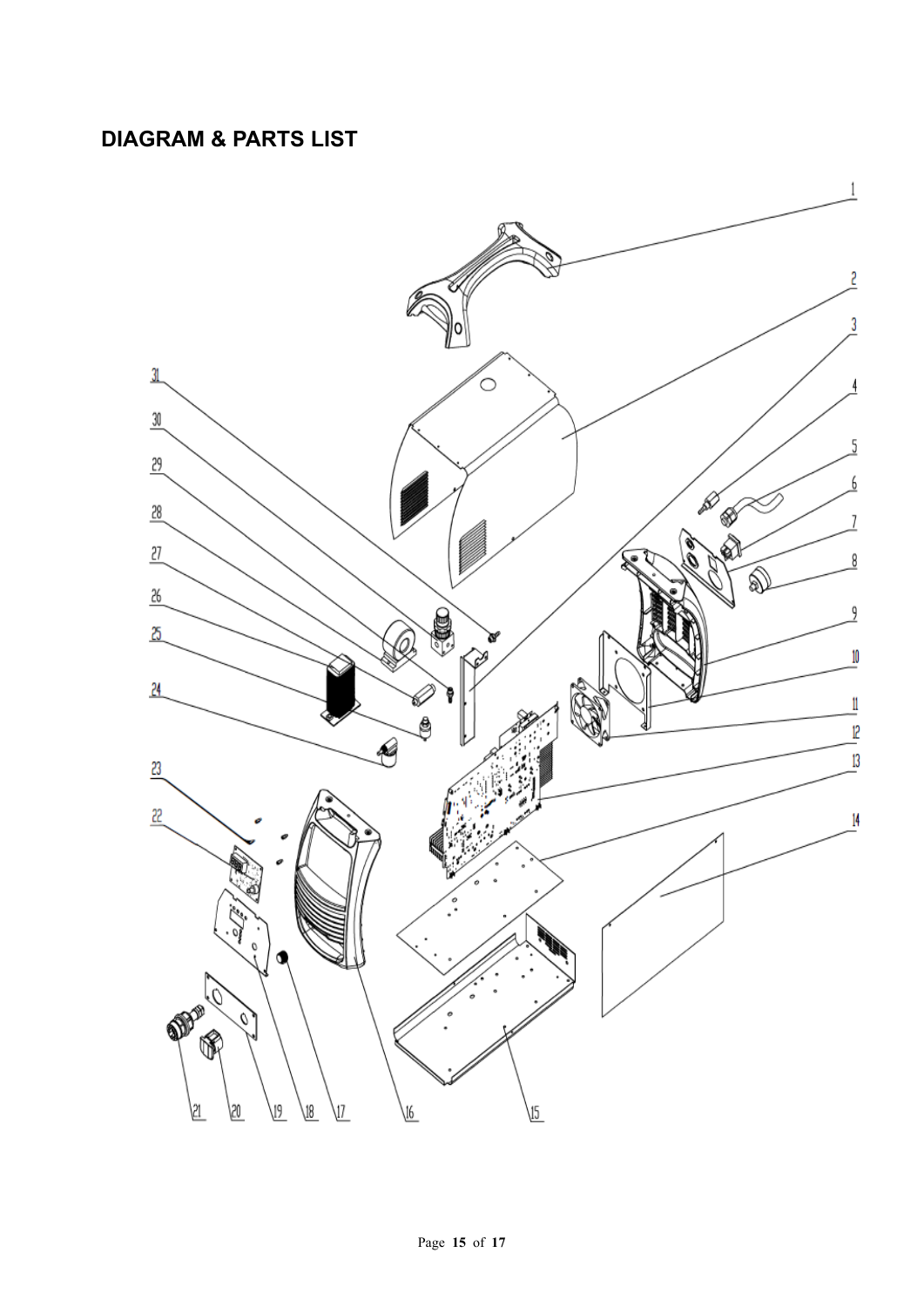## DIAGRAM & PARTS LIST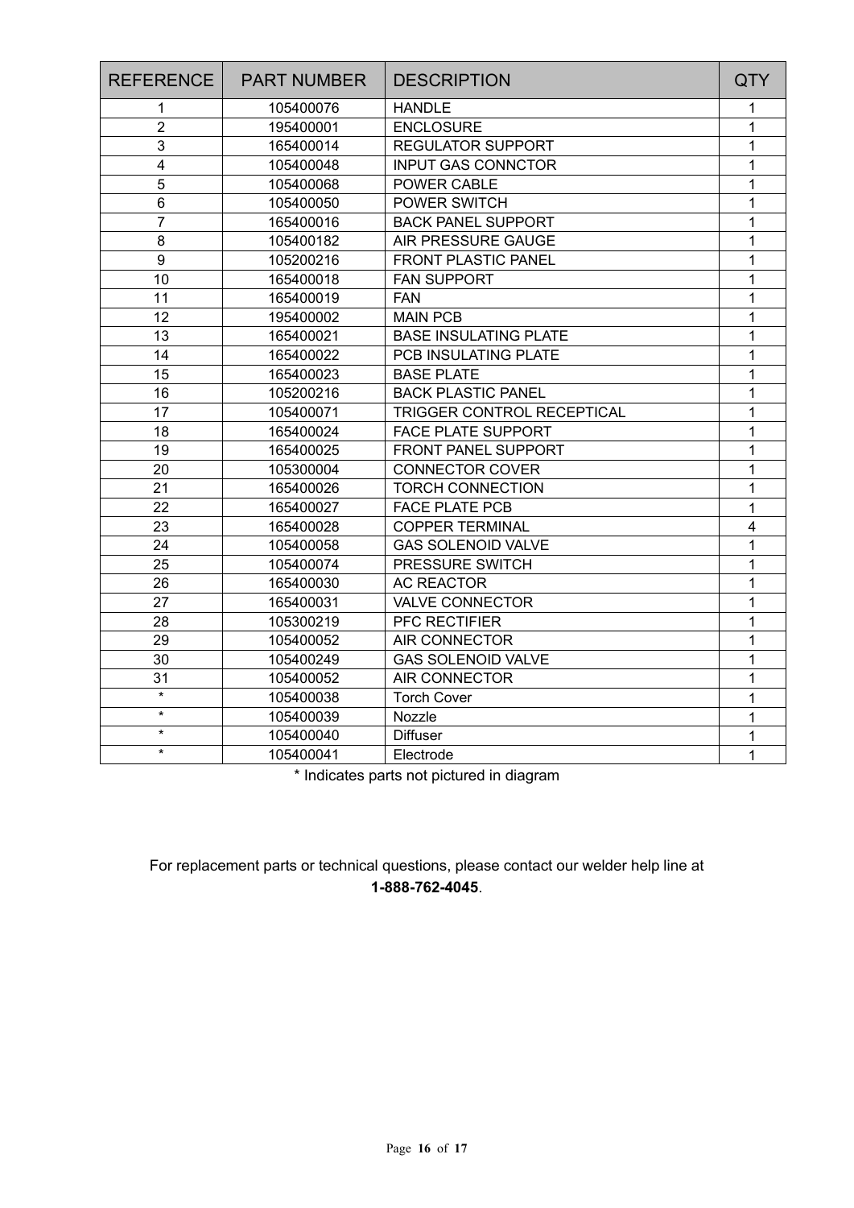| REFERENCE | PART NUMBER | DESCRIPTION | QTY |
|---|---|---|---|
| 1 | 105400076 | HANDLE | 1 |
| 2 | 195400001 | ENCLOSURE | 1 |
| 3 | 165400014 | REGULATOR SUPPORT | 1 |
| 4 | 105400048 | INPUT GAS CONNCTOR | 1 |
| 5 | 105400068 | POWER CABLE | 1 |
| 6 | 105400050 | POWER SWITCH | 1 |
| 7 | 165400016 | BACK PANEL SUPPORT | 1 |
| 8 | 105400182 | AIR PRESSURE GAUGE | 1 |
| 9 | 105200216 | FRONT PLASTIC PANEL | 1 |
| 10 | 165400018 | FAN SUPPORT | 1 |
| 11 | 165400019 | FAN | 1 |
| 12 | 195400002 | MAIN PCB | 1 |
| 13 | 165400021 | BASE INSULATING PLATE | 1 |
| 14 | 165400022 | PCB INSULATING PLATE | 1 |
| 15 | 165400023 | BASE PLATE | 1 |
| 16 | 105200216 | BACK PLASTIC PANEL | 1 |
| 17 | 105400071 | TRIGGER CONTROL RECEPTICAL | 1 |
| 18 | 165400024 | FACE PLATE SUPPORT | 1 |
| 19 | 165400025 | FRONT PANEL SUPPORT | 1 |
| 20 | 105300004 | CONNECTOR COVER | 1 |
| 21 | 165400026 | TORCH CONNECTION | 1 |
| 22 | 165400027 | FACE PLATE PCB | 1 |
| 23 | 165400028 | COPPER TERMINAL | 4 |
| 24 | 105400058 | GAS SOLENOID VALVE | 1 |
| 25 | 105400074 | PRESSURE SWITCH | 1 |
| 26 | 165400030 | AC REACTOR | 1 |
| 27 | 165400031 | VALVE CONNECTOR | 1 |
| 28 | 105300219 | PFC RECTIFIER | 1 |
| 29 | 105400052 | AIR CONNECTOR | 1 |
| 30 | 105400249 | GAS SOLENOID VALVE | 1 |
| 31 | 105400052 | AIR CONNECTOR | 1 |
| * | 105400038 | Torch Cover | 1 |
| * | 105400039 | Nozzle | 1 |
| * | 105400040 | Diffuser | 1 |
| * | 105400041 | Electrode | 1 |

* Indicates parts not pictured in diagram

For replacement parts or technical questions, please contact our welder help line at **1-888-762-4045**.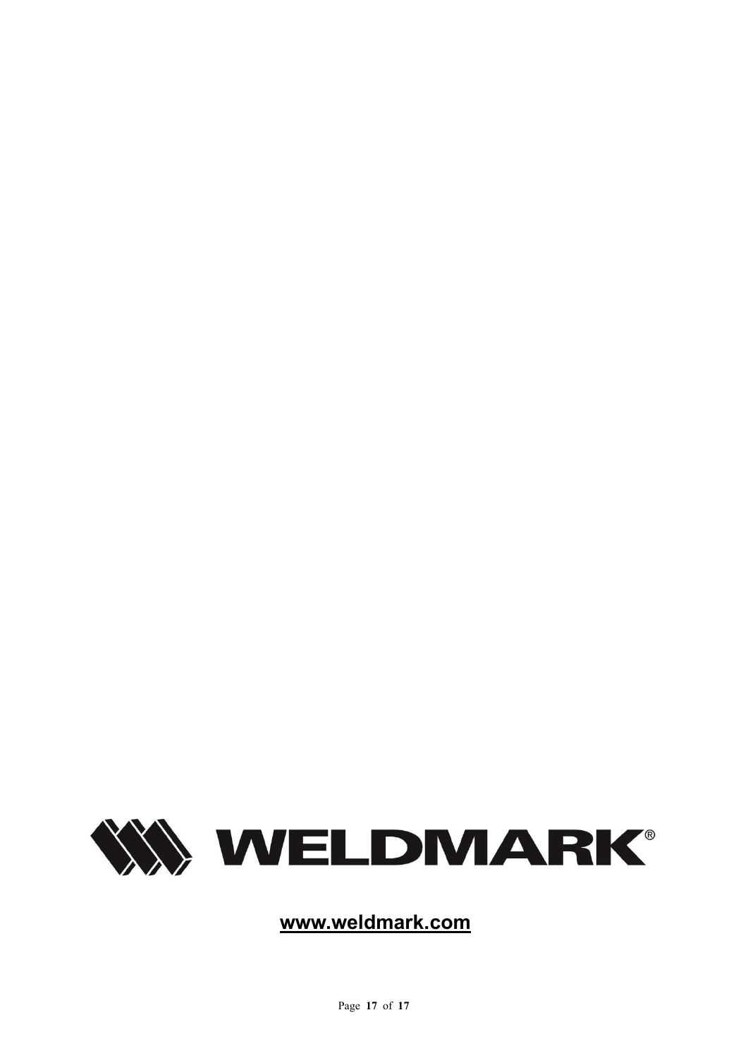WELDMARK®

www.weldmark.com